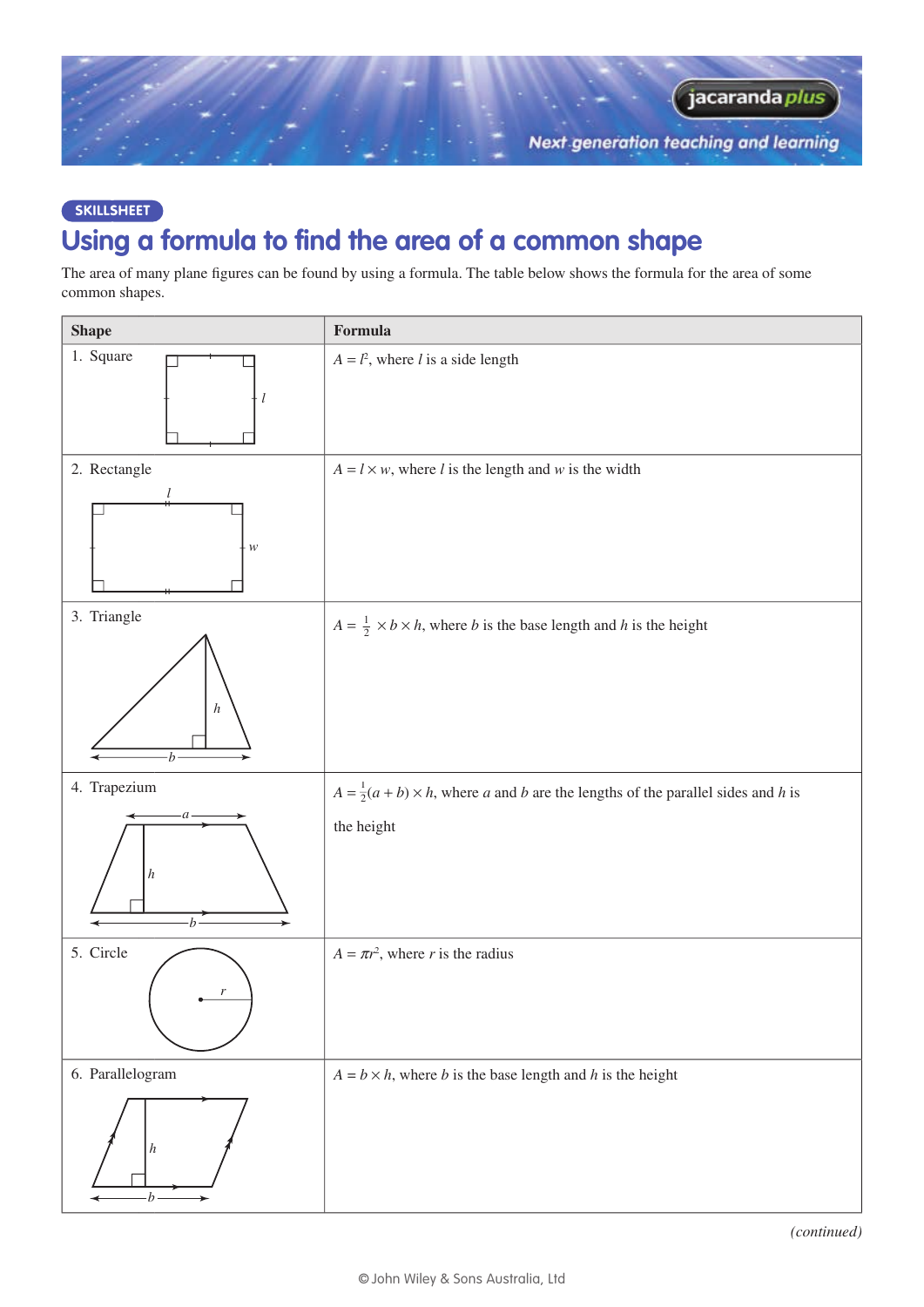SKILLSHEET

# Using a formula to find the area of a common shape

The area of many plane figures can be found by using a formula. The table below shows the formula for the area of some common shapes.

| Shape | Formula |
|---|---|
| 1. Square | $A = l^2$, where $l$ is a side length |
| 2. Rectangle | $A = l \times w$, where $l$ is the length and $w$ is the width |
| 3. Triangle | $A = \frac{1}{2} \times b \times h$, where $b$ is the base length and $h$ is the height |
| 4. Trapezium | $A = \frac{1}{2}(a + b) \times h$, where $a$ and $b$ are the lengths of the parallel sides and $h$ is the height |
| 5. Circle | $A = \pi r^2$, where $r$ is the radius |
| 6. Parallelogram | $A = b \times h$, where $b$ is the base length and $h$ is the height |

*(continued)*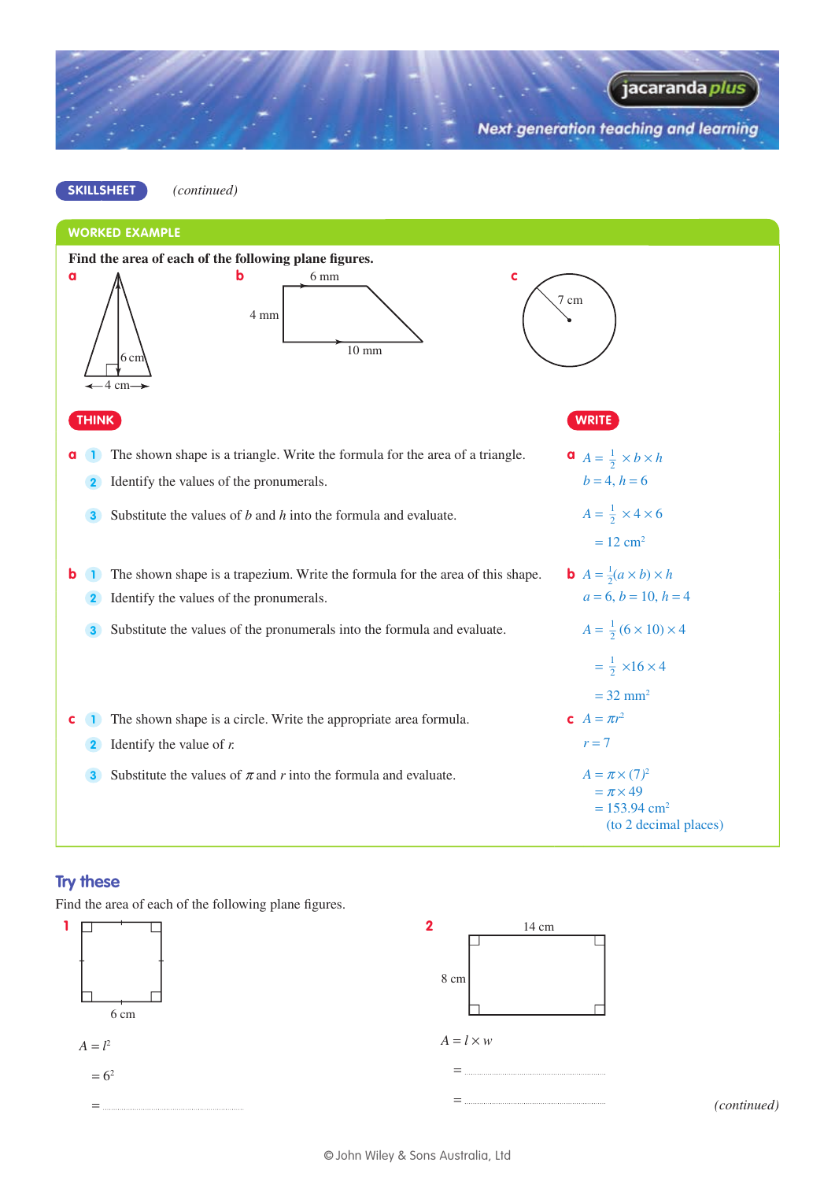**SKILLSHEET** *(continued)*

## WORKED EXAMPLE

**Find the area of each of the following plane figures.**

**a** Triangle: base 4 cm, height 6 cm

**b** Trapezium: parallel sides 6 mm and 10 mm, height 4 mm

**c** Circle: radius 7 cm

| THINK | WRITE |
|---|---|
| **a** 1 The shown shape is a triangle. Write the formula for the area of a triangle. | **a** $A = \frac{1}{2} \times b \times h$ |
| 2 Identify the values of the pronumerals. | $b = 4$, $h = 6$ |
| 3 Substitute the values of $b$ and $h$ into the formula and evaluate. | $A = \frac{1}{2} \times 4 \times 6$<br>$= 12 \text{ cm}^2$ |
| **b** 1 The shown shape is a trapezium. Write the formula for the area of this shape. | **b** $A = \frac{1}{2}(a \times b) \times h$ |
| 2 Identify the values of the pronumerals. | $a = 6$, $b = 10$, $h = 4$ |
| 3 Substitute the values of the pronumerals into the formula and evaluate. | $A = \frac{1}{2}(6 \times 10) \times 4$<br>$= \frac{1}{2} \times 16 \times 4$<br>$= 32 \text{ mm}^2$ |
| **c** 1 The shown shape is a circle. Write the appropriate area formula. | **c** $A = \pi r^2$ |
| 2 Identify the value of $r$. | $r = 7$ |
| 3 Substitute the values of $\pi$ and $r$ into the formula and evaluate. | $A = \pi \times (7)^2$<br>$= \pi \times 49$<br>$= 153.94 \text{ cm}^2$<br>(to 2 decimal places) |

## Try these

Find the area of each of the following plane figures.

**1** Square with side 6 cm

$A = l^2$

$= 6^2$

$=$ ..........................

**2** Rectangle 14 cm by 8 cm

$A = l \times w$

$=$ ..........................

$=$ ..........................

*(continued)*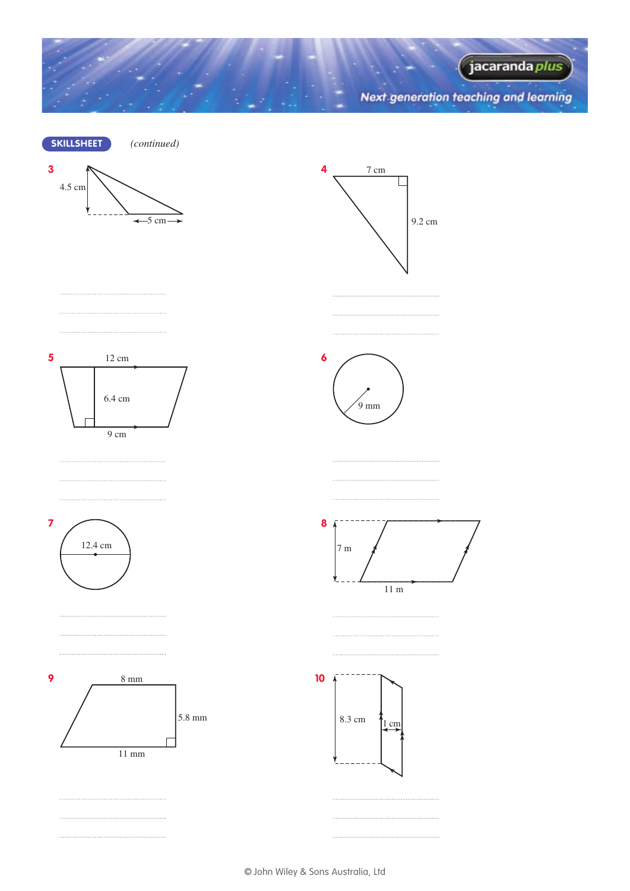**SKILLSHEET** *(continued)*

**3**

4.5 cm

5 cm

..............................

..............................

..............................

**4**

7 cm

9.2 cm

..............................

..............................

..............................

**5**

12 cm

6.4 cm

9 cm

..............................

..............................

..............................

**6**

9 mm

..............................

..............................

..............................

**7**

12.4 cm

..............................

..............................

..............................

**8**

7 m

11 m

..............................

..............................

..............................

**9**

8 mm

5.8 mm

11 mm

..............................

..............................

..............................

**10**

8.3 cm

1 cm

..............................

..............................

..............................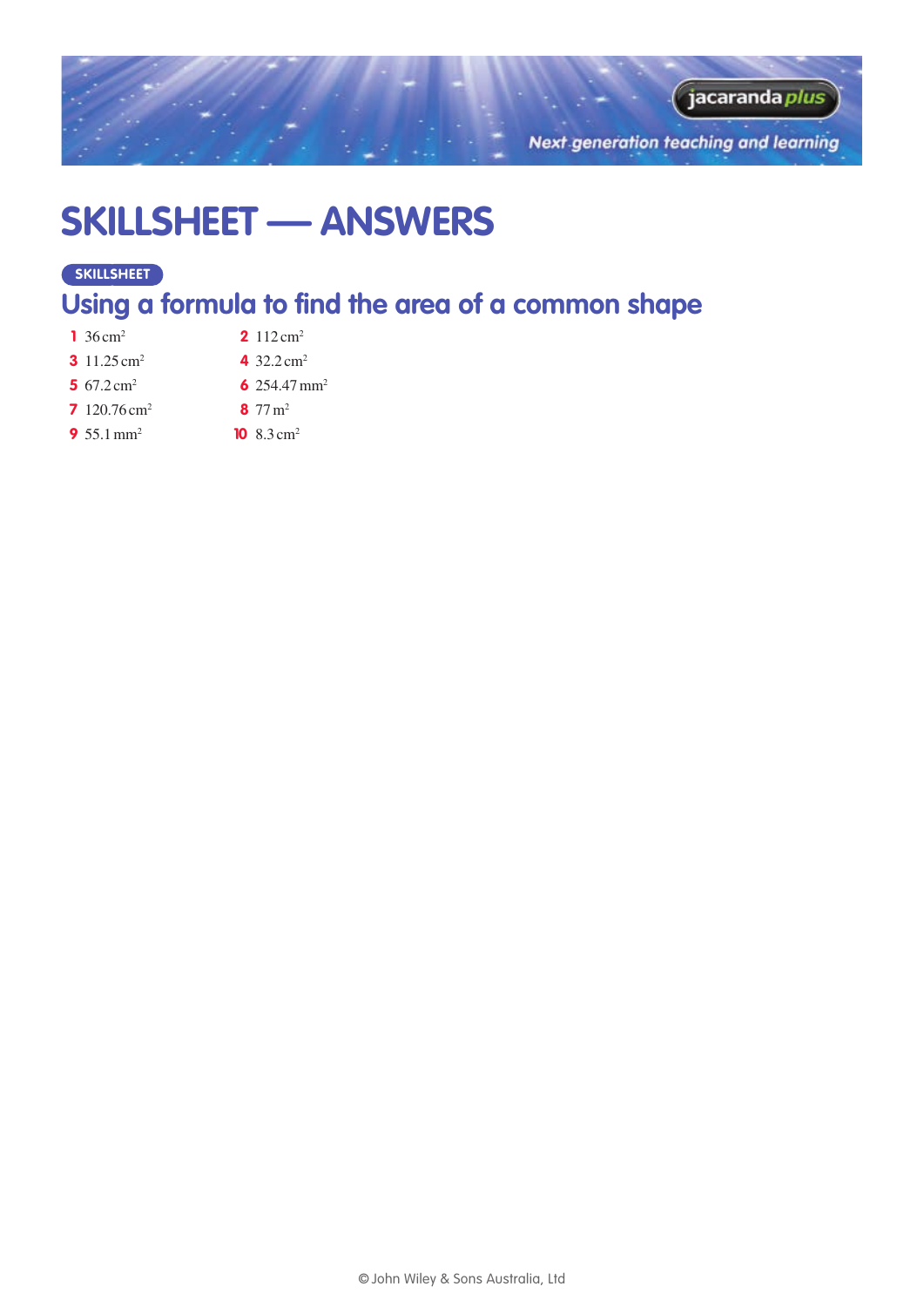# SKILLSHEET — ANSWERS

SKILLSHEET

## Using a formula to find the area of a common shape

1. $36\,\text{cm}^2$
2. $112\,\text{cm}^2$
3. $11.25\,\text{cm}^2$
4. $32.2\,\text{cm}^2$
5. $67.2\,\text{cm}^2$
6. $254.47\,\text{mm}^2$
7. $120.76\,\text{cm}^2$
8. $77\,\text{m}^2$
9. $55.1\,\text{mm}^2$
10. $8.3\,\text{cm}^2$